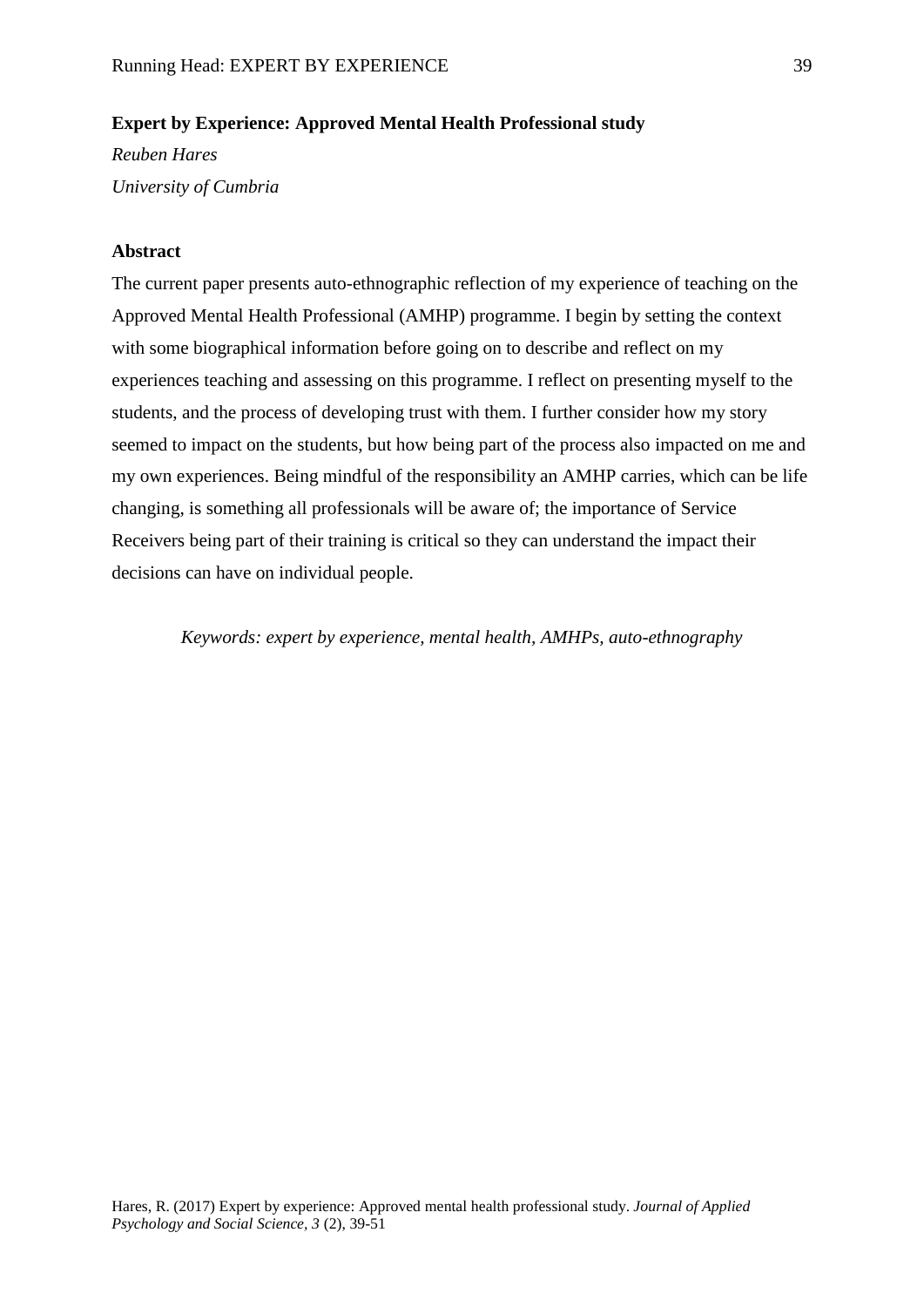# Expert by Experience: Approved Mental Health Professional study

*Reuben Hares*

*University of Cumbria*

## Abstract

The current paper presents auto-ethnographic reflection of my experience of teaching on the Approved Mental Health Professional (AMHP) programme. I begin by setting the context with some biographical information before going on to describe and reflect on my experiences teaching and assessing on this programme. I reflect on presenting myself to the students, and the process of developing trust with them. I further consider how my story seemed to impact on the students, but how being part of the process also impacted on me and my own experiences. Being mindful of the responsibility an AMHP carries, which can be life changing, is something all professionals will be aware of; the importance of Service Receivers being part of their training is critical so they can understand the impact their decisions can have on individual people.

*Keywords: expert by experience, mental health, AMHPs, auto-ethnography*

Hares, R. (2017) Expert by experience: Approved mental health professional study. *Journal of Applied Psychology and Social Science, 3* (2), 39-51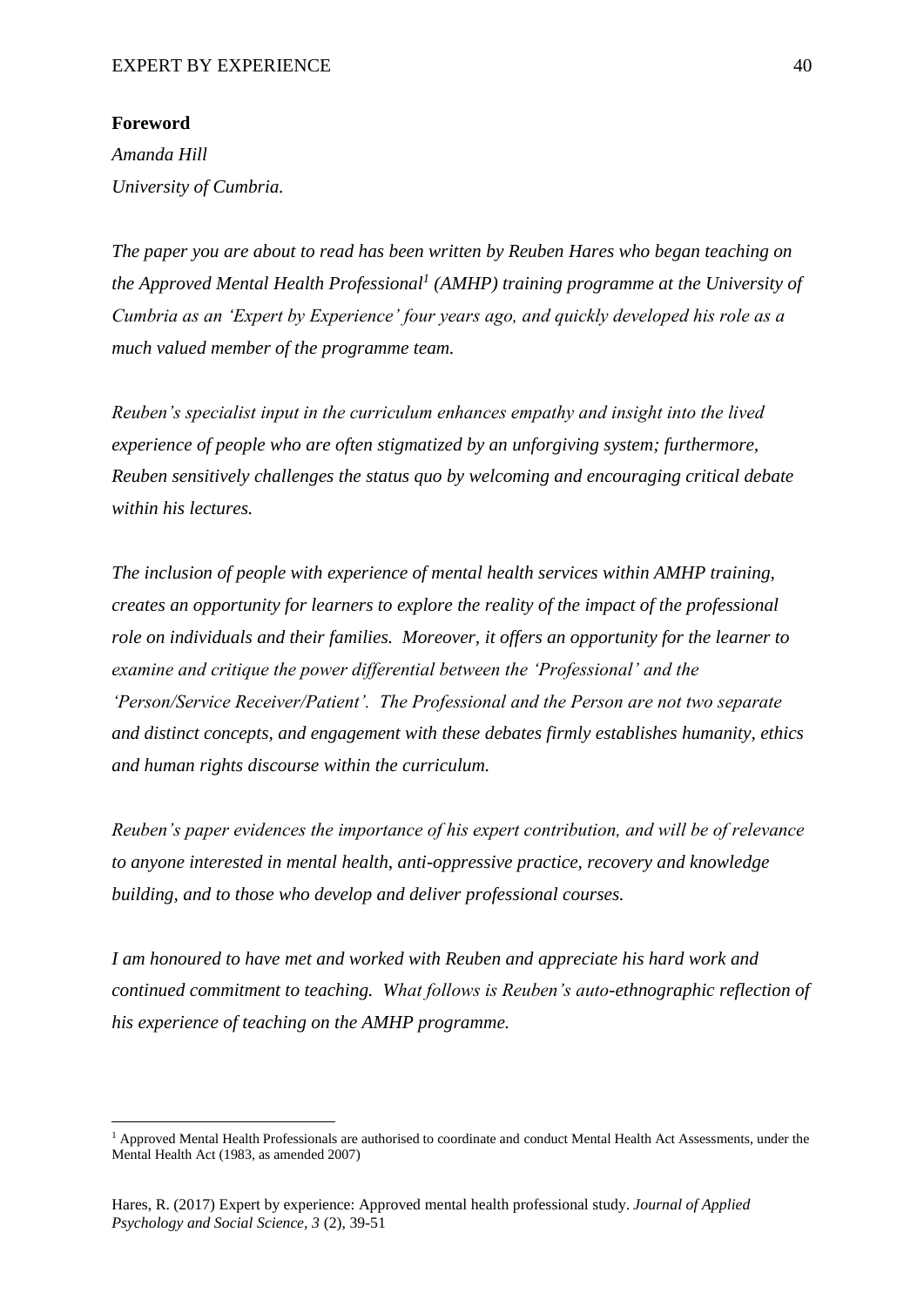**Foreword**

*Amanda Hill*

*University of Cumbria.*

*The paper you are about to read has been written by Reuben Hares who began teaching on the Approved Mental Health Professional[1] (AMHP) training programme at the University of Cumbria as an 'Expert by Experience' four years ago, and quickly developed his role as a much valued member of the programme team.*

*Reuben's specialist input in the curriculum enhances empathy and insight into the lived experience of people who are often stigmatized by an unforgiving system; furthermore, Reuben sensitively challenges the status quo by welcoming and encouraging critical debate within his lectures.*

*The inclusion of people with experience of mental health services within AMHP training, creates an opportunity for learners to explore the reality of the impact of the professional role on individuals and their families. Moreover, it offers an opportunity for the learner to examine and critique the power differential between the 'Professional' and the 'Person/Service Receiver/Patient'. The Professional and the Person are not two separate and distinct concepts, and engagement with these debates firmly establishes humanity, ethics and human rights discourse within the curriculum.*

*Reuben's paper evidences the importance of his expert contribution, and will be of relevance to anyone interested in mental health, anti-oppressive practice, recovery and knowledge building, and to those who develop and deliver professional courses.*

*I am honoured to have met and worked with Reuben and appreciate his hard work and continued commitment to teaching. What follows is Reuben's auto-ethnographic reflection of his experience of teaching on the AMHP programme.*

---

[1] Approved Mental Health Professionals are authorised to coordinate and conduct Mental Health Act Assessments, under the Mental Health Act (1983, as amended 2007)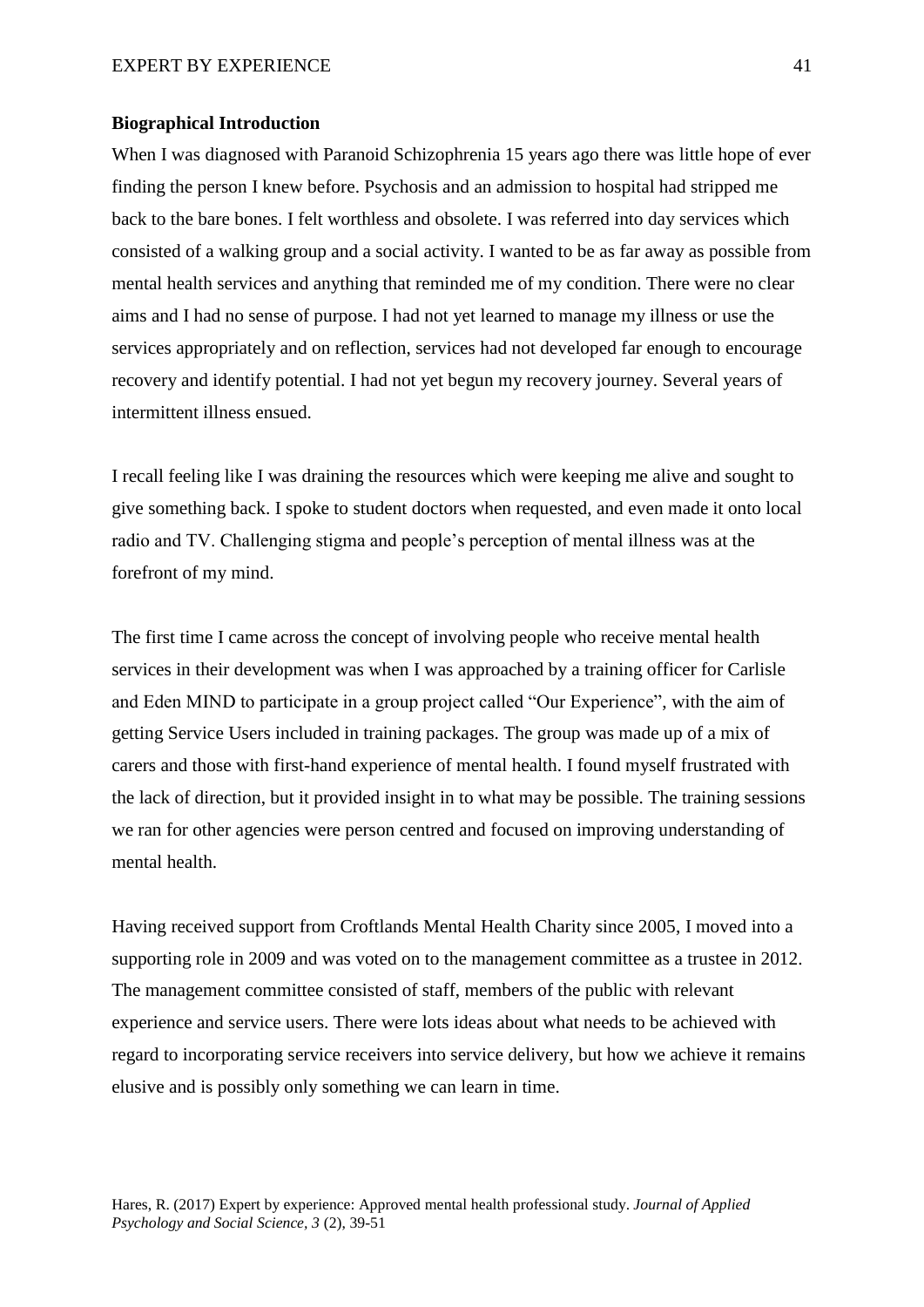**Biographical Introduction**

When I was diagnosed with Paranoid Schizophrenia 15 years ago there was little hope of ever finding the person I knew before. Psychosis and an admission to hospital had stripped me back to the bare bones. I felt worthless and obsolete. I was referred into day services which consisted of a walking group and a social activity. I wanted to be as far away as possible from mental health services and anything that reminded me of my condition. There were no clear aims and I had no sense of purpose. I had not yet learned to manage my illness or use the services appropriately and on reflection, services had not developed far enough to encourage recovery and identify potential. I had not yet begun my recovery journey. Several years of intermittent illness ensued.

I recall feeling like I was draining the resources which were keeping me alive and sought to give something back. I spoke to student doctors when requested, and even made it onto local radio and TV. Challenging stigma and people's perception of mental illness was at the forefront of my mind.

The first time I came across the concept of involving people who receive mental health services in their development was when I was approached by a training officer for Carlisle and Eden MIND to participate in a group project called "Our Experience", with the aim of getting Service Users included in training packages. The group was made up of a mix of carers and those with first-hand experience of mental health. I found myself frustrated with the lack of direction, but it provided insight in to what may be possible. The training sessions we ran for other agencies were person centred and focused on improving understanding of mental health.

Having received support from Croftlands Mental Health Charity since 2005, I moved into a supporting role in 2009 and was voted on to the management committee as a trustee in 2012. The management committee consisted of staff, members of the public with relevant experience and service users. There were lots ideas about what needs to be achieved with regard to incorporating service receivers into service delivery, but how we achieve it remains elusive and is possibly only something we can learn in time.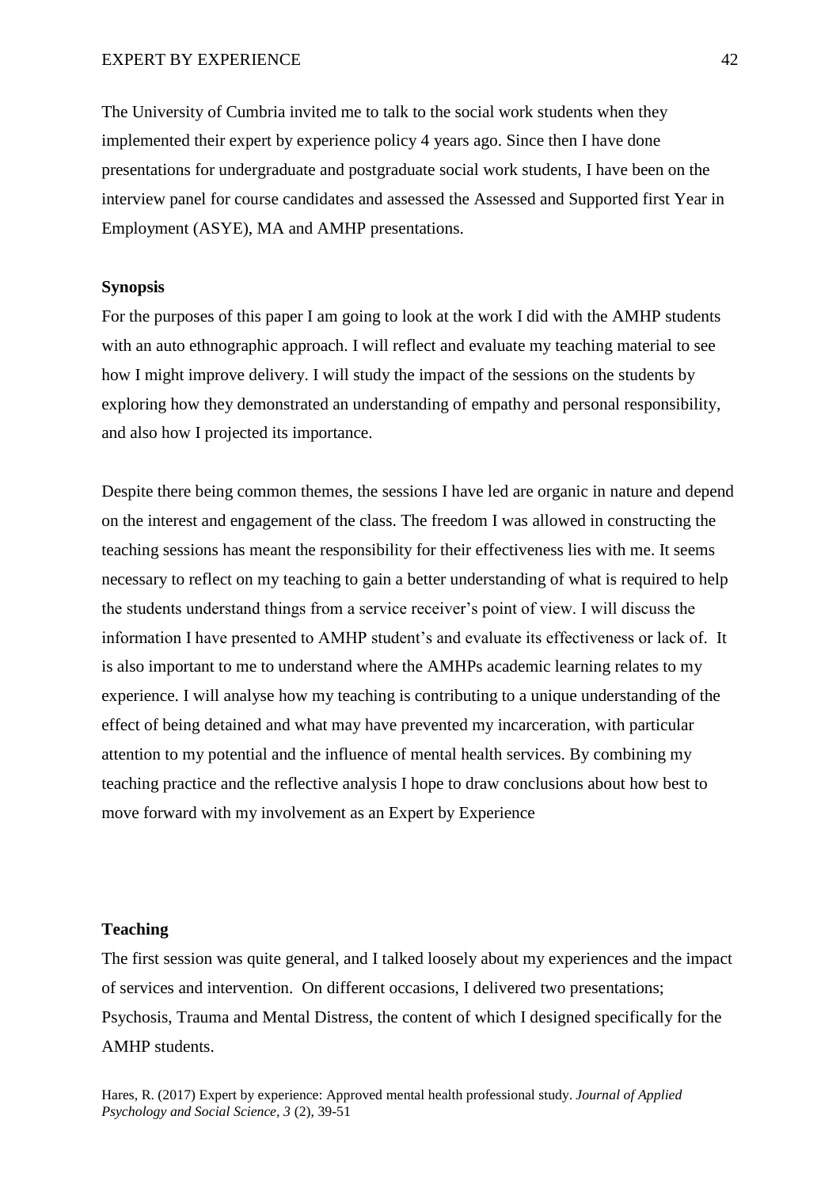The University of Cumbria invited me to talk to the social work students when they implemented their expert by experience policy 4 years ago. Since then I have done presentations for undergraduate and postgraduate social work students, I have been on the interview panel for course candidates and assessed the Assessed and Supported first Year in Employment (ASYE), MA and AMHP presentations.

**Synopsis**

For the purposes of this paper I am going to look at the work I did with the AMHP students with an auto ethnographic approach. I will reflect and evaluate my teaching material to see how I might improve delivery. I will study the impact of the sessions on the students by exploring how they demonstrated an understanding of empathy and personal responsibility, and also how I projected its importance.

Despite there being common themes, the sessions I have led are organic in nature and depend on the interest and engagement of the class. The freedom I was allowed in constructing the teaching sessions has meant the responsibility for their effectiveness lies with me. It seems necessary to reflect on my teaching to gain a better understanding of what is required to help the students understand things from a service receiver's point of view. I will discuss the information I have presented to AMHP student's and evaluate its effectiveness or lack of. It is also important to me to understand where the AMHPs academic learning relates to my experience. I will analyse how my teaching is contributing to a unique understanding of the effect of being detained and what may have prevented my incarceration, with particular attention to my potential and the influence of mental health services. By combining my teaching practice and the reflective analysis I hope to draw conclusions about how best to move forward with my involvement as an Expert by Experience

**Teaching**

The first session was quite general, and I talked loosely about my experiences and the impact of services and intervention. On different occasions, I delivered two presentations; Psychosis, Trauma and Mental Distress, the content of which I designed specifically for the AMHP students.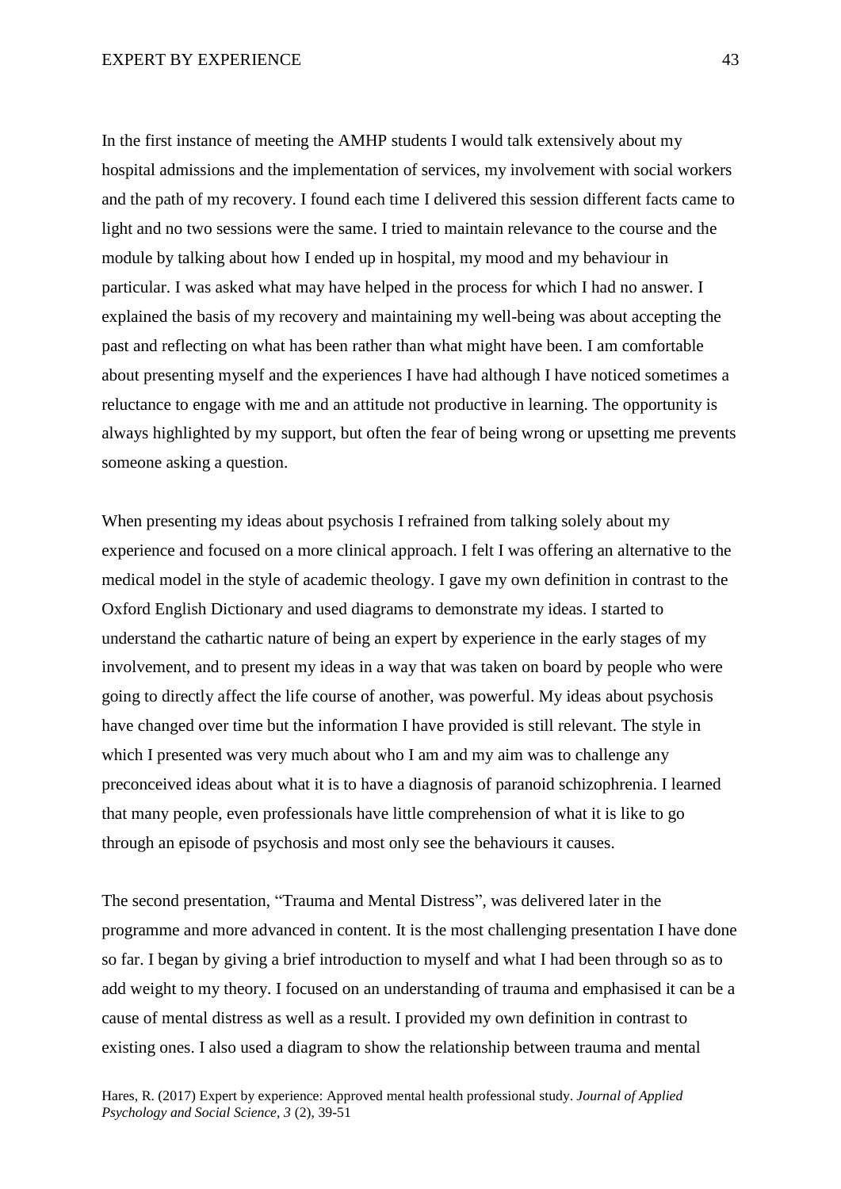In the first instance of meeting the AMHP students I would talk extensively about my hospital admissions and the implementation of services, my involvement with social workers and the path of my recovery. I found each time I delivered this session different facts came to light and no two sessions were the same. I tried to maintain relevance to the course and the module by talking about how I ended up in hospital, my mood and my behaviour in particular. I was asked what may have helped in the process for which I had no answer. I explained the basis of my recovery and maintaining my well-being was about accepting the past and reflecting on what has been rather than what might have been. I am comfortable about presenting myself and the experiences I have had although I have noticed sometimes a reluctance to engage with me and an attitude not productive in learning. The opportunity is always highlighted by my support, but often the fear of being wrong or upsetting me prevents someone asking a question.

When presenting my ideas about psychosis I refrained from talking solely about my experience and focused on a more clinical approach. I felt I was offering an alternative to the medical model in the style of academic theology. I gave my own definition in contrast to the Oxford English Dictionary and used diagrams to demonstrate my ideas. I started to understand the cathartic nature of being an expert by experience in the early stages of my involvement, and to present my ideas in a way that was taken on board by people who were going to directly affect the life course of another, was powerful. My ideas about psychosis have changed over time but the information I have provided is still relevant. The style in which I presented was very much about who I am and my aim was to challenge any preconceived ideas about what it is to have a diagnosis of paranoid schizophrenia. I learned that many people, even professionals have little comprehension of what it is like to go through an episode of psychosis and most only see the behaviours it causes.

The second presentation, "Trauma and Mental Distress", was delivered later in the programme and more advanced in content. It is the most challenging presentation I have done so far. I began by giving a brief introduction to myself and what I had been through so as to add weight to my theory. I focused on an understanding of trauma and emphasised it can be a cause of mental distress as well as a result. I provided my own definition in contrast to existing ones. I also used a diagram to show the relationship between trauma and mental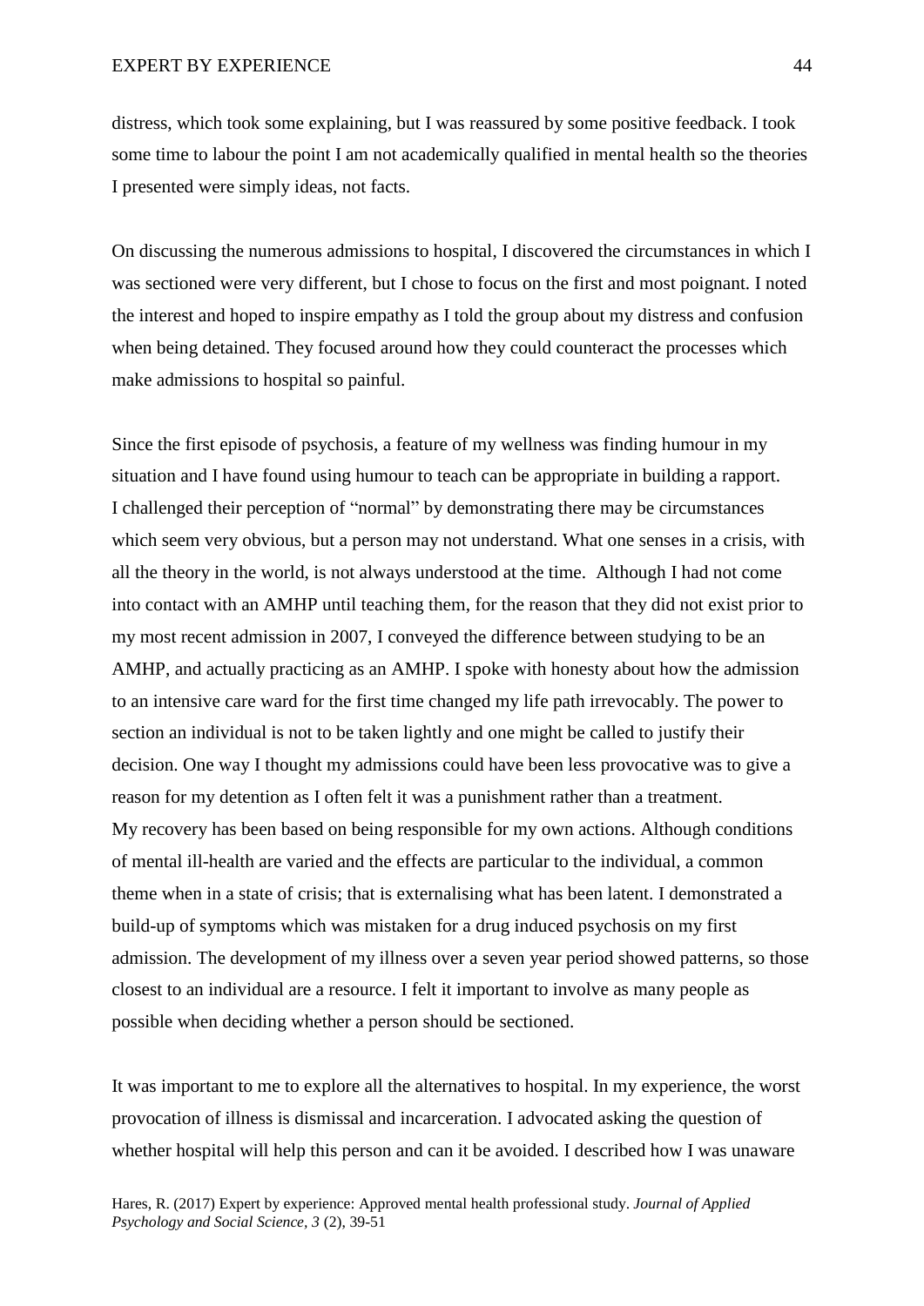distress, which took some explaining, but I was reassured by some positive feedback. I took some time to labour the point I am not academically qualified in mental health so the theories I presented were simply ideas, not facts.

On discussing the numerous admissions to hospital, I discovered the circumstances in which I was sectioned were very different, but I chose to focus on the first and most poignant. I noted the interest and hoped to inspire empathy as I told the group about my distress and confusion when being detained. They focused around how they could counteract the processes which make admissions to hospital so painful.

Since the first episode of psychosis, a feature of my wellness was finding humour in my situation and I have found using humour to teach can be appropriate in building a rapport. I challenged their perception of "normal" by demonstrating there may be circumstances which seem very obvious, but a person may not understand. What one senses in a crisis, with all the theory in the world, is not always understood at the time. Although I had not come into contact with an AMHP until teaching them, for the reason that they did not exist prior to my most recent admission in 2007, I conveyed the difference between studying to be an AMHP, and actually practicing as an AMHP. I spoke with honesty about how the admission to an intensive care ward for the first time changed my life path irrevocably. The power to section an individual is not to be taken lightly and one might be called to justify their decision. One way I thought my admissions could have been less provocative was to give a reason for my detention as I often felt it was a punishment rather than a treatment.
My recovery has been based on being responsible for my own actions. Although conditions of mental ill-health are varied and the effects are particular to the individual, a common theme when in a state of crisis; that is externalising what has been latent. I demonstrated a build-up of symptoms which was mistaken for a drug induced psychosis on my first admission. The development of my illness over a seven year period showed patterns, so those closest to an individual are a resource. I felt it important to involve as many people as possible when deciding whether a person should be sectioned.

It was important to me to explore all the alternatives to hospital. In my experience, the worst provocation of illness is dismissal and incarceration. I advocated asking the question of whether hospital will help this person and can it be avoided. I described how I was unaware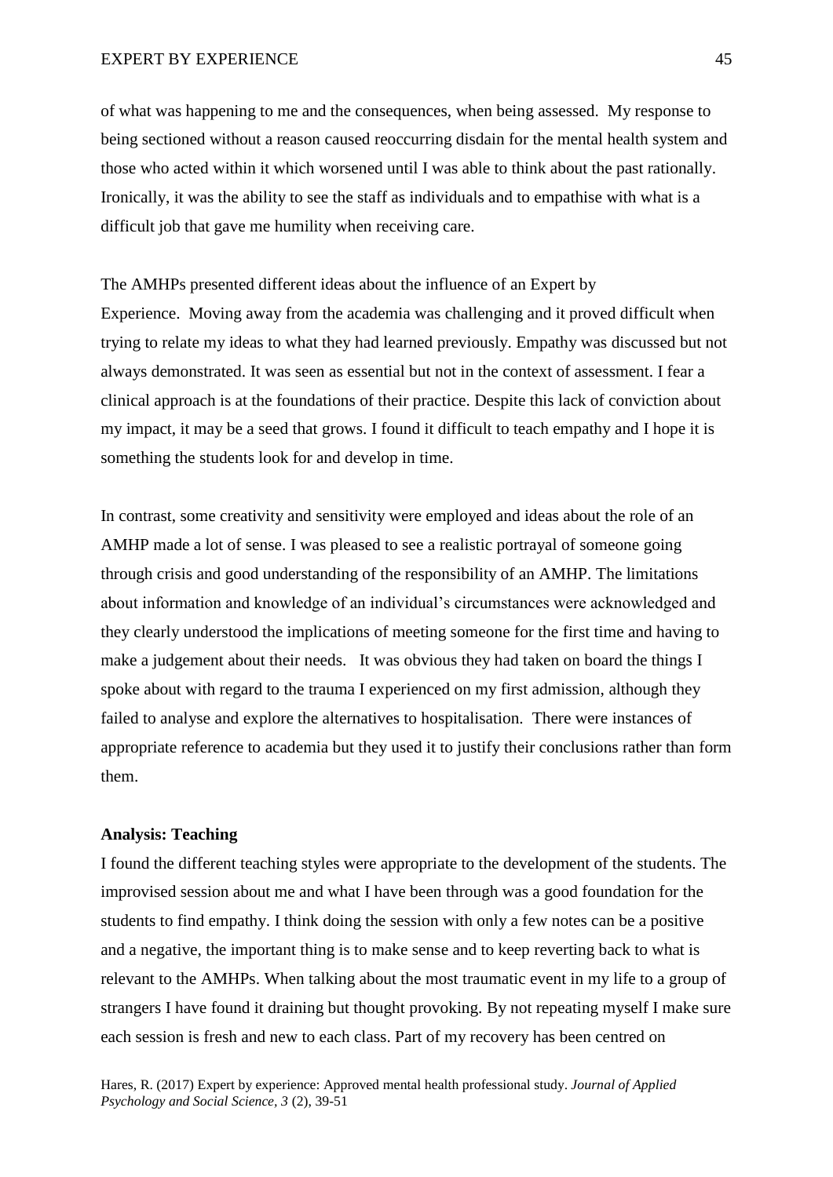of what was happening to me and the consequences, when being assessed. My response to being sectioned without a reason caused reoccurring disdain for the mental health system and those who acted within it which worsened until I was able to think about the past rationally. Ironically, it was the ability to see the staff as individuals and to empathise with what is a difficult job that gave me humility when receiving care.

The AMHPs presented different ideas about the influence of an Expert by Experience. Moving away from the academia was challenging and it proved difficult when trying to relate my ideas to what they had learned previously. Empathy was discussed but not always demonstrated. It was seen as essential but not in the context of assessment. I fear a clinical approach is at the foundations of their practice. Despite this lack of conviction about my impact, it may be a seed that grows. I found it difficult to teach empathy and I hope it is something the students look for and develop in time.

In contrast, some creativity and sensitivity were employed and ideas about the role of an AMHP made a lot of sense. I was pleased to see a realistic portrayal of someone going through crisis and good understanding of the responsibility of an AMHP. The limitations about information and knowledge of an individual's circumstances were acknowledged and they clearly understood the implications of meeting someone for the first time and having to make a judgement about their needs. It was obvious they had taken on board the things I spoke about with regard to the trauma I experienced on my first admission, although they failed to analyse and explore the alternatives to hospitalisation. There were instances of appropriate reference to academia but they used it to justify their conclusions rather than form them.

**Analysis: Teaching**

I found the different teaching styles were appropriate to the development of the students. The improvised session about me and what I have been through was a good foundation for the students to find empathy. I think doing the session with only a few notes can be a positive and a negative, the important thing is to make sense and to keep reverting back to what is relevant to the AMHPs. When talking about the most traumatic event in my life to a group of strangers I have found it draining but thought provoking. By not repeating myself I make sure each session is fresh and new to each class. Part of my recovery has been centred on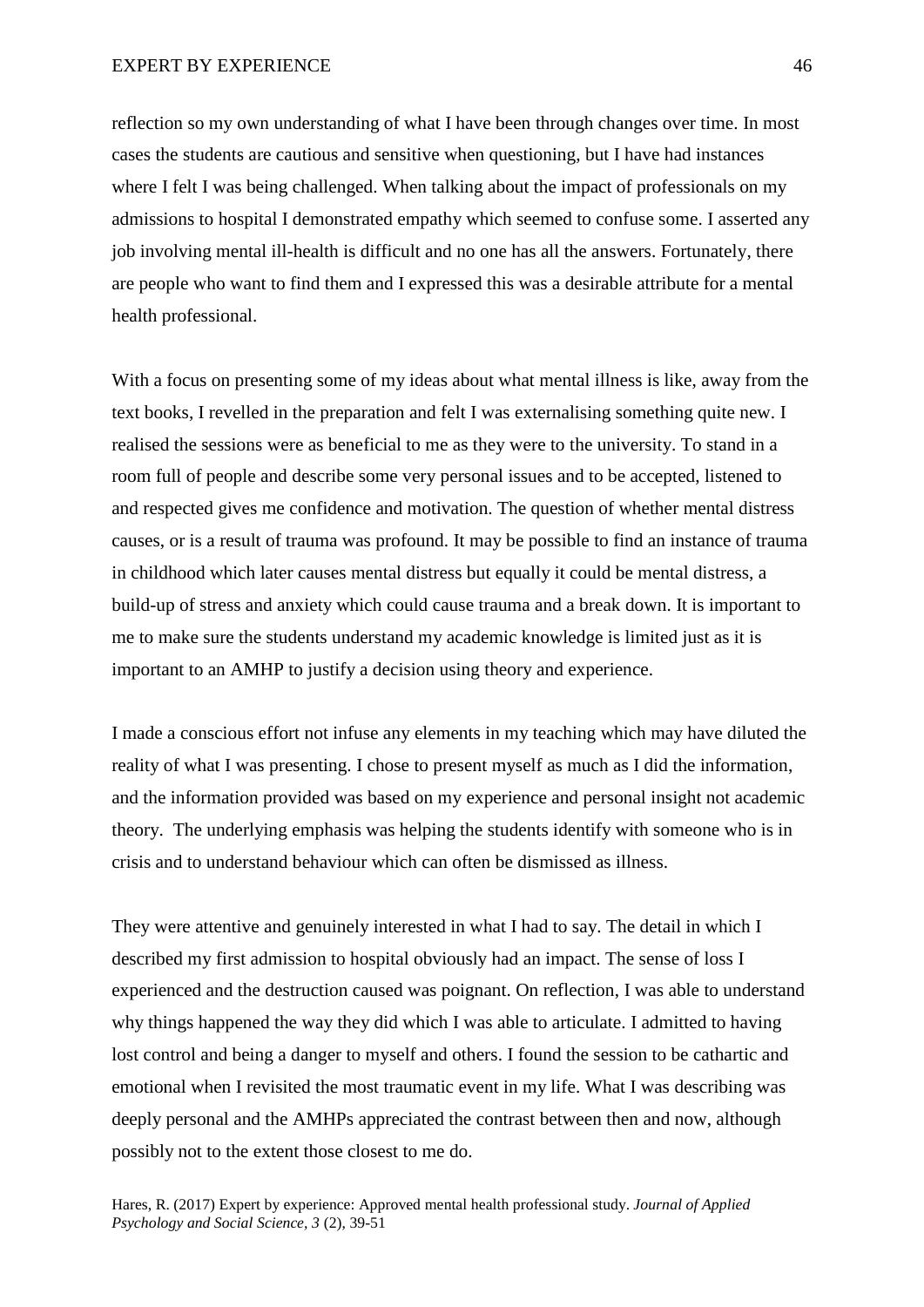reflection so my own understanding of what I have been through changes over time. In most cases the students are cautious and sensitive when questioning, but I have had instances where I felt I was being challenged. When talking about the impact of professionals on my admissions to hospital I demonstrated empathy which seemed to confuse some. I asserted any job involving mental ill-health is difficult and no one has all the answers. Fortunately, there are people who want to find them and I expressed this was a desirable attribute for a mental health professional.

With a focus on presenting some of my ideas about what mental illness is like, away from the text books, I revelled in the preparation and felt I was externalising something quite new. I realised the sessions were as beneficial to me as they were to the university. To stand in a room full of people and describe some very personal issues and to be accepted, listened to and respected gives me confidence and motivation. The question of whether mental distress causes, or is a result of trauma was profound. It may be possible to find an instance of trauma in childhood which later causes mental distress but equally it could be mental distress, a build-up of stress and anxiety which could cause trauma and a break down. It is important to me to make sure the students understand my academic knowledge is limited just as it is important to an AMHP to justify a decision using theory and experience.

I made a conscious effort not infuse any elements in my teaching which may have diluted the reality of what I was presenting. I chose to present myself as much as I did the information, and the information provided was based on my experience and personal insight not academic theory. The underlying emphasis was helping the students identify with someone who is in crisis and to understand behaviour which can often be dismissed as illness.

They were attentive and genuinely interested in what I had to say. The detail in which I described my first admission to hospital obviously had an impact. The sense of loss I experienced and the destruction caused was poignant. On reflection, I was able to understand why things happened the way they did which I was able to articulate. I admitted to having lost control and being a danger to myself and others. I found the session to be cathartic and emotional when I revisited the most traumatic event in my life. What I was describing was deeply personal and the AMHPs appreciated the contrast between then and now, although possibly not to the extent those closest to me do.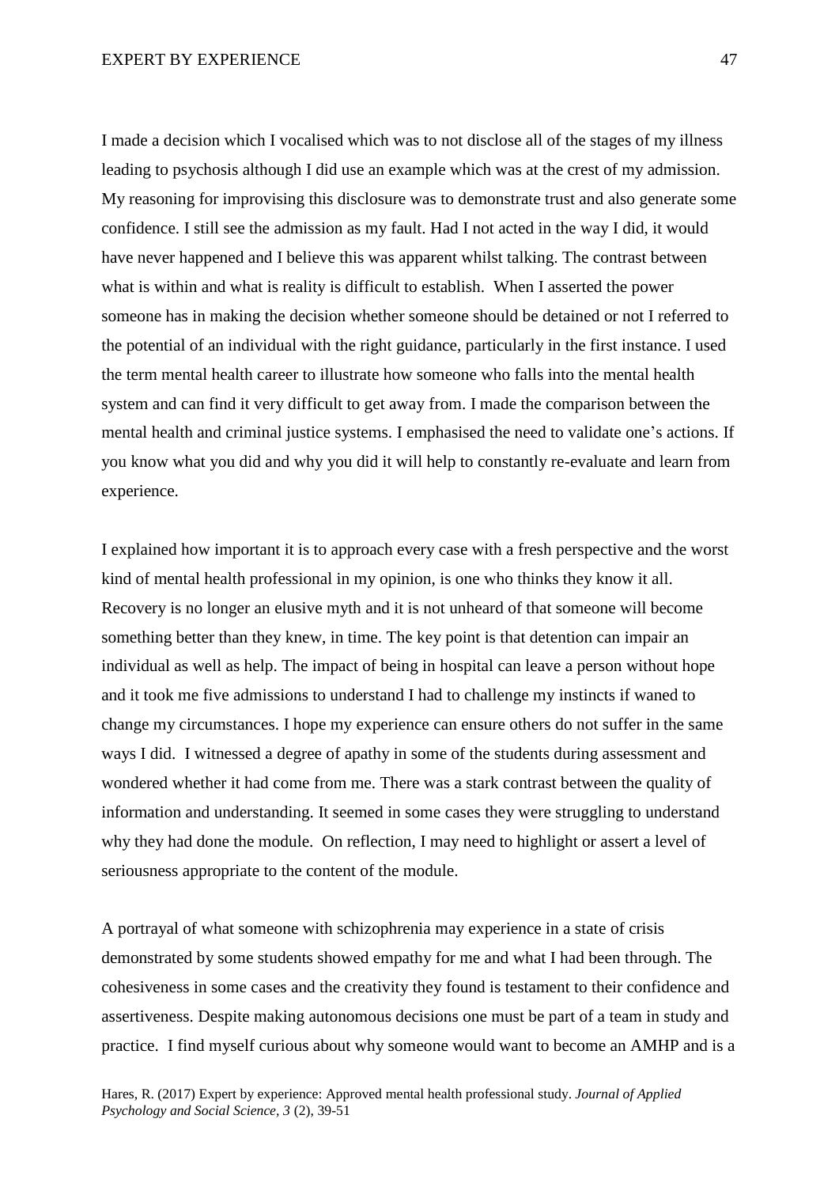I made a decision which I vocalised which was to not disclose all of the stages of my illness leading to psychosis although I did use an example which was at the crest of my admission. My reasoning for improvising this disclosure was to demonstrate trust and also generate some confidence. I still see the admission as my fault. Had I not acted in the way I did, it would have never happened and I believe this was apparent whilst talking. The contrast between what is within and what is reality is difficult to establish. When I asserted the power someone has in making the decision whether someone should be detained or not I referred to the potential of an individual with the right guidance, particularly in the first instance. I used the term mental health career to illustrate how someone who falls into the mental health system and can find it very difficult to get away from. I made the comparison between the mental health and criminal justice systems. I emphasised the need to validate one's actions. If you know what you did and why you did it will help to constantly re-evaluate and learn from experience.

I explained how important it is to approach every case with a fresh perspective and the worst kind of mental health professional in my opinion, is one who thinks they know it all. Recovery is no longer an elusive myth and it is not unheard of that someone will become something better than they knew, in time. The key point is that detention can impair an individual as well as help. The impact of being in hospital can leave a person without hope and it took me five admissions to understand I had to challenge my instincts if waned to change my circumstances. I hope my experience can ensure others do not suffer in the same ways I did. I witnessed a degree of apathy in some of the students during assessment and wondered whether it had come from me. There was a stark contrast between the quality of information and understanding. It seemed in some cases they were struggling to understand why they had done the module. On reflection, I may need to highlight or assert a level of seriousness appropriate to the content of the module.

A portrayal of what someone with schizophrenia may experience in a state of crisis demonstrated by some students showed empathy for me and what I had been through. The cohesiveness in some cases and the creativity they found is testament to their confidence and assertiveness. Despite making autonomous decisions one must be part of a team in study and practice. I find myself curious about why someone would want to become an AMHP and is a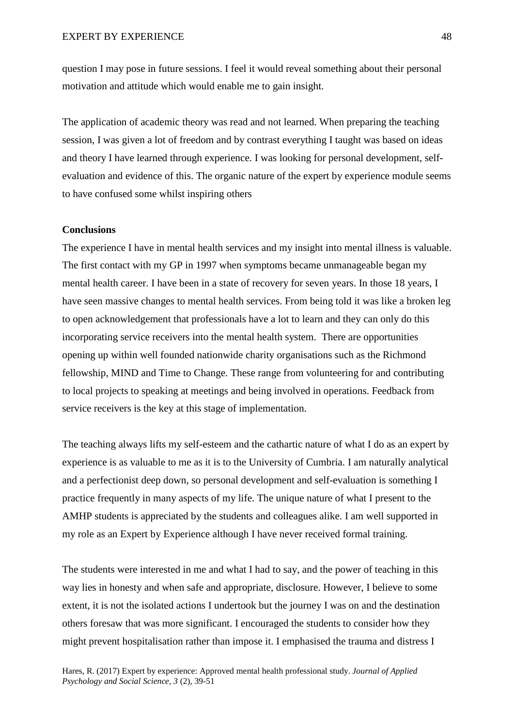question I may pose in future sessions. I feel it would reveal something about their personal motivation and attitude which would enable me to gain insight.

The application of academic theory was read and not learned. When preparing the teaching session, I was given a lot of freedom and by contrast everything I taught was based on ideas and theory I have learned through experience. I was looking for personal development, self-evaluation and evidence of this. The organic nature of the expert by experience module seems to have confused some whilst inspiring others

**Conclusions**

The experience I have in mental health services and my insight into mental illness is valuable. The first contact with my GP in 1997 when symptoms became unmanageable began my mental health career. I have been in a state of recovery for seven years. In those 18 years, I have seen massive changes to mental health services. From being told it was like a broken leg to open acknowledgement that professionals have a lot to learn and they can only do this incorporating service receivers into the mental health system. There are opportunities opening up within well founded nationwide charity organisations such as the Richmond fellowship, MIND and Time to Change. These range from volunteering for and contributing to local projects to speaking at meetings and being involved in operations. Feedback from service receivers is the key at this stage of implementation.

The teaching always lifts my self-esteem and the cathartic nature of what I do as an expert by experience is as valuable to me as it is to the University of Cumbria. I am naturally analytical and a perfectionist deep down, so personal development and self-evaluation is something I practice frequently in many aspects of my life. The unique nature of what I present to the AMHP students is appreciated by the students and colleagues alike. I am well supported in my role as an Expert by Experience although I have never received formal training.

The students were interested in me and what I had to say, and the power of teaching in this way lies in honesty and when safe and appropriate, disclosure. However, I believe to some extent, it is not the isolated actions I undertook but the journey I was on and the destination others foresaw that was more significant. I encouraged the students to consider how they might prevent hospitalisation rather than impose it. I emphasised the trauma and distress I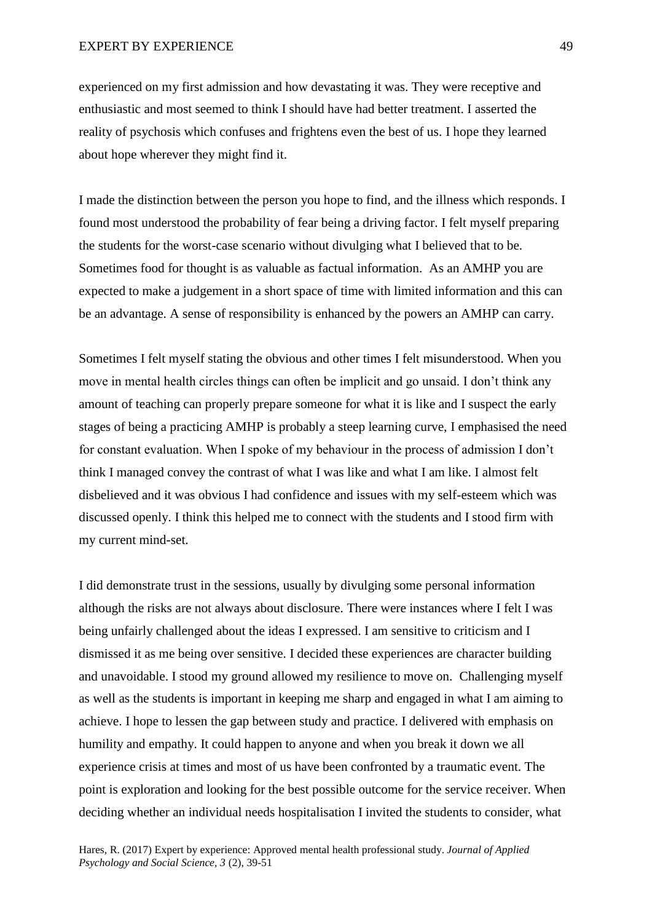experienced on my first admission and how devastating it was. They were receptive and enthusiastic and most seemed to think I should have had better treatment. I asserted the reality of psychosis which confuses and frightens even the best of us. I hope they learned about hope wherever they might find it.

I made the distinction between the person you hope to find, and the illness which responds. I found most understood the probability of fear being a driving factor. I felt myself preparing the students for the worst-case scenario without divulging what I believed that to be. Sometimes food for thought is as valuable as factual information. As an AMHP you are expected to make a judgement in a short space of time with limited information and this can be an advantage. A sense of responsibility is enhanced by the powers an AMHP can carry.

Sometimes I felt myself stating the obvious and other times I felt misunderstood. When you move in mental health circles things can often be implicit and go unsaid. I don't think any amount of teaching can properly prepare someone for what it is like and I suspect the early stages of being a practicing AMHP is probably a steep learning curve, I emphasised the need for constant evaluation. When I spoke of my behaviour in the process of admission I don't think I managed convey the contrast of what I was like and what I am like. I almost felt disbelieved and it was obvious I had confidence and issues with my self-esteem which was discussed openly. I think this helped me to connect with the students and I stood firm with my current mind-set.

I did demonstrate trust in the sessions, usually by divulging some personal information although the risks are not always about disclosure. There were instances where I felt I was being unfairly challenged about the ideas I expressed. I am sensitive to criticism and I dismissed it as me being over sensitive. I decided these experiences are character building and unavoidable. I stood my ground allowed my resilience to move on. Challenging myself as well as the students is important in keeping me sharp and engaged in what I am aiming to achieve. I hope to lessen the gap between study and practice. I delivered with emphasis on humility and empathy. It could happen to anyone and when you break it down we all experience crisis at times and most of us have been confronted by a traumatic event. The point is exploration and looking for the best possible outcome for the service receiver. When deciding whether an individual needs hospitalisation I invited the students to consider, what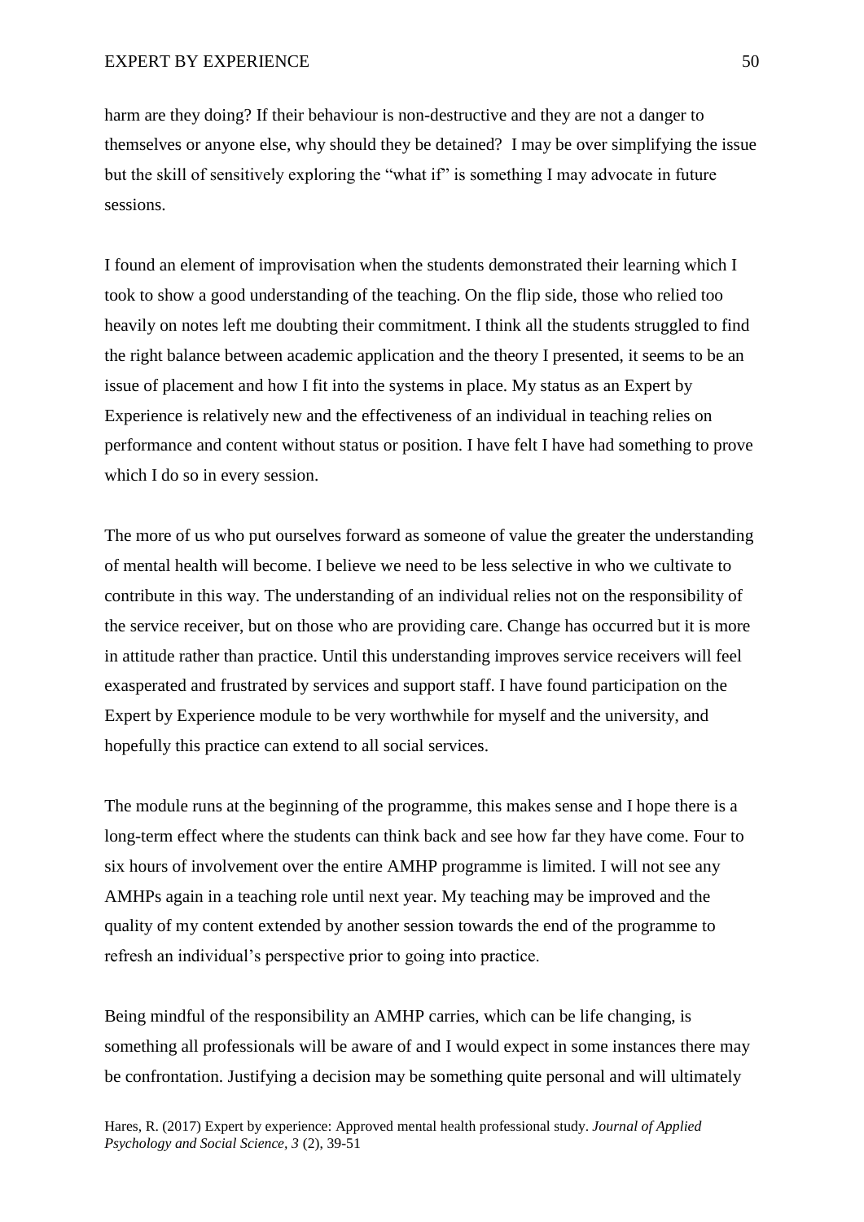harm are they doing? If their behaviour is non-destructive and they are not a danger to themselves or anyone else, why should they be detained? I may be over simplifying the issue but the skill of sensitively exploring the "what if" is something I may advocate in future sessions.

I found an element of improvisation when the students demonstrated their learning which I took to show a good understanding of the teaching. On the flip side, those who relied too heavily on notes left me doubting their commitment. I think all the students struggled to find the right balance between academic application and the theory I presented, it seems to be an issue of placement and how I fit into the systems in place. My status as an Expert by Experience is relatively new and the effectiveness of an individual in teaching relies on performance and content without status or position. I have felt I have had something to prove which I do so in every session.

The more of us who put ourselves forward as someone of value the greater the understanding of mental health will become. I believe we need to be less selective in who we cultivate to contribute in this way. The understanding of an individual relies not on the responsibility of the service receiver, but on those who are providing care. Change has occurred but it is more in attitude rather than practice. Until this understanding improves service receivers will feel exasperated and frustrated by services and support staff. I have found participation on the Expert by Experience module to be very worthwhile for myself and the university, and hopefully this practice can extend to all social services.

The module runs at the beginning of the programme, this makes sense and I hope there is a long-term effect where the students can think back and see how far they have come. Four to six hours of involvement over the entire AMHP programme is limited. I will not see any AMHPs again in a teaching role until next year. My teaching may be improved and the quality of my content extended by another session towards the end of the programme to refresh an individual's perspective prior to going into practice.

Being mindful of the responsibility an AMHP carries, which can be life changing, is something all professionals will be aware of and I would expect in some instances there may be confrontation. Justifying a decision may be something quite personal and will ultimately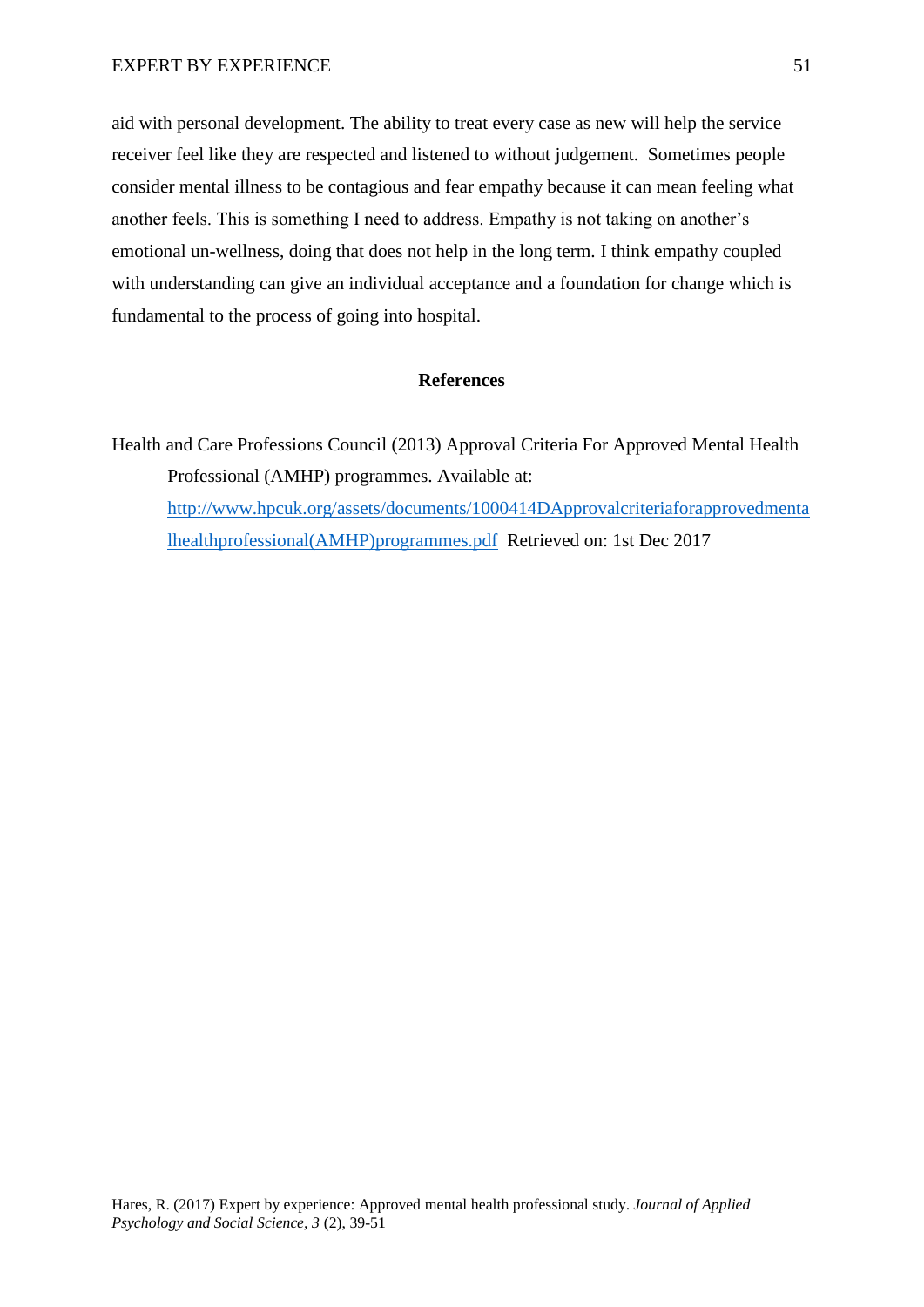aid with personal development. The ability to treat every case as new will help the service receiver feel like they are respected and listened to without judgement. Sometimes people consider mental illness to be contagious and fear empathy because it can mean feeling what another feels. This is something I need to address. Empathy is not taking on another's emotional un-wellness, doing that does not help in the long term. I think empathy coupled with understanding can give an individual acceptance and a foundation for change which is fundamental to the process of going into hospital.

## References

Health and Care Professions Council (2013) Approval Criteria For Approved Mental Health Professional (AMHP) programmes. Available at: http://www.hpcuk.org/assets/documents/1000414DApprovalcriteriaforapprovedmentalhealthprofessional(AMHP)programmes.pdf Retrieved on: 1st Dec 2017